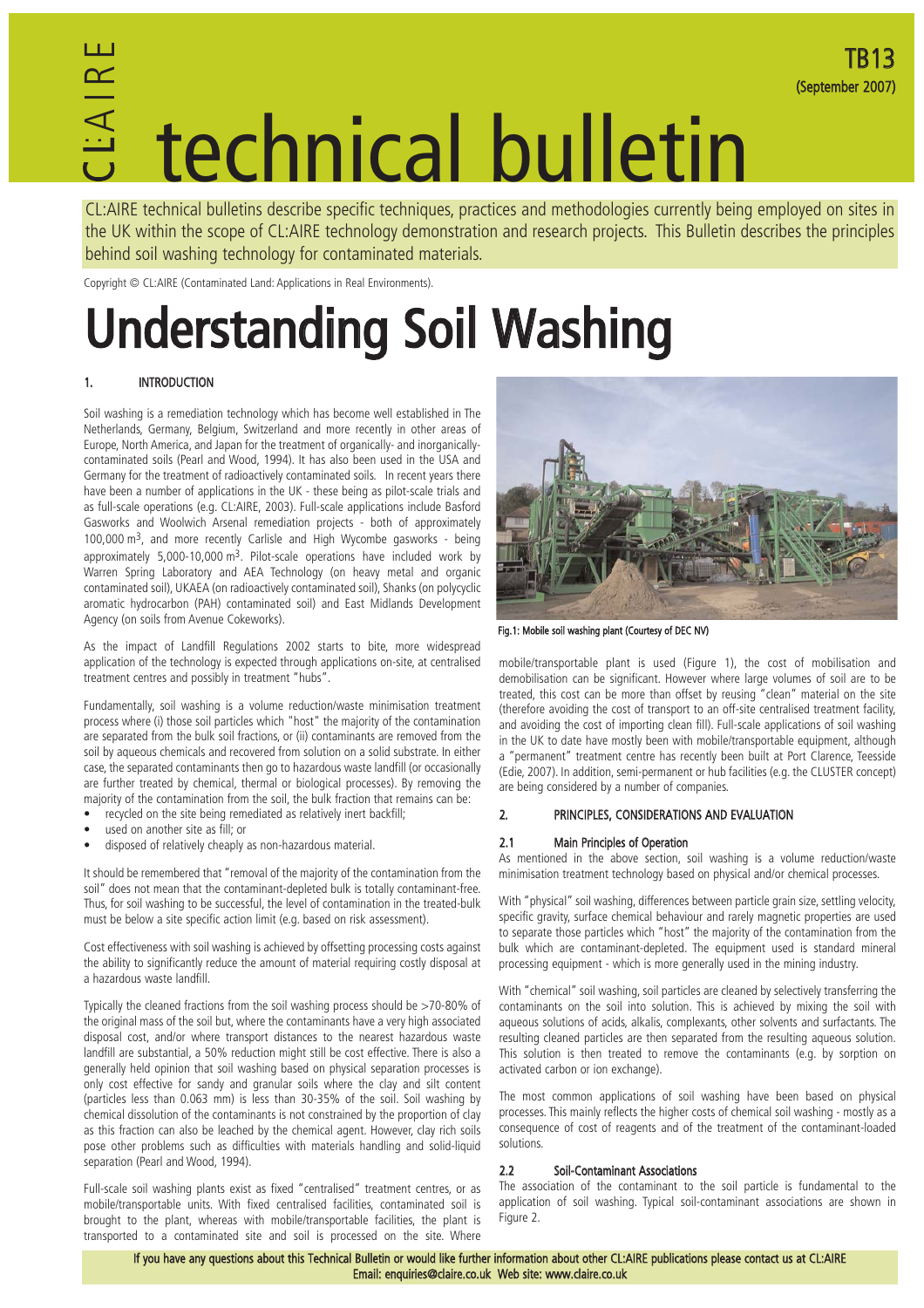# technical bulletin

**TB13**
**(September 2007)**

CL:AIRE technical bulletins describe specific techniques, practices and methodologies currently being employed on sites in the UK within the scope of CL:AIRE technology demonstration and research projects. This Bulletin describes the principles behind soil washing technology for contaminated materials.

Copyright © CL:AIRE (Contaminated Land: Applications in Real Environments).

# Understanding Soil Washing

## 1. INTRODUCTION

Soil washing is a remediation technology which has become well established in The Netherlands, Germany, Belgium, Switzerland and more recently in other areas of Europe, North America, and Japan for the treatment of organically- and inorganically-contaminated soils (Pearl and Wood, 1994). It has also been used in the USA and Germany for the treatment of radioactively contaminated soils. In recent years there have been a number of applications in the UK - these being as pilot-scale trials and as full-scale operations (e.g. CL:AIRE, 2003). Full-scale applications include Basford Gasworks and Woolwich Arsenal remediation projects - both of approximately 100,000 $m^3$, and more recently Carlisle and High Wycombe gasworks - being approximately 5,000-10,000 $m^3$. Pilot-scale operations have included work by Warren Spring Laboratory and AEA Technology (on heavy metal and organic contaminated soil), UKAEA (on radioactively contaminated soil), Shanks (on polycyclic aromatic hydrocarbon (PAH) contaminated soil) and East Midlands Development Agency (on soils from Avenue Cokeworks).

As the impact of Landfill Regulations 2002 starts to bite, more widespread application of the technology is expected through applications on-site, at centralised treatment centres and possibly in treatment "hubs".

Fundamentally, soil washing is a volume reduction/waste minimisation treatment process where (i) those soil particles which "host" the majority of the contamination are separated from the bulk soil fractions, or (ii) contaminants are removed from the soil by aqueous chemicals and recovered from solution on a solid substrate. In either case, the separated contaminants then go to hazardous waste landfill (or occasionally are further treated by chemical, thermal or biological processes). By removing the majority of the contamination from the soil, the bulk fraction that remains can be:

- recycled on the site being remediated as relatively inert backfill;
- used on another site as fill; or
- disposed of relatively cheaply as non-hazardous material.

It should be remembered that "removal of the majority of the contamination from the soil" does not mean that the contaminant-depleted bulk is totally contaminant-free. Thus, for soil washing to be successful, the level of contamination in the treated-bulk must be below a site specific action limit (e.g. based on risk assessment).

Cost effectiveness with soil washing is achieved by offsetting processing costs against the ability to significantly reduce the amount of material requiring costly disposal at a hazardous waste landfill.

Typically the cleaned fractions from the soil washing process should be >70-80% of the original mass of the soil but, where the contaminants have a very high associated disposal cost, and/or where transport distances to the nearest hazardous waste landfill are substantial, a 50% reduction might still be cost effective. There is also a generally held opinion that soil washing based on physical separation processes is only cost effective for sandy and granular soils where the clay and silt content (particles less than 0.063 mm) is less than 30-35% of the soil. Soil washing by chemical dissolution of the contaminants is not constrained by the proportion of clay as this fraction can also be leached by the chemical agent. However, clay rich soils pose other problems such as difficulties with materials handling and solid-liquid separation (Pearl and Wood, 1994).

Full-scale soil washing plants exist as fixed "centralised" treatment centres, or as mobile/transportable units. With fixed centralised facilities, contaminated soil is brought to the plant, whereas with mobile/transportable facilities, the plant is transported to a contaminated site and soil is processed on the site. Where mobile/transportable plant is used (Figure 1), the cost of mobilisation and demobilisation can be significant. However where large volumes of soil are to be treated, this cost can be more than offset by reusing "clean" material on the site (therefore avoiding the cost of transport to an off-site centralised treatment facility, and avoiding the cost of importing clean fill). Full-scale applications of soil washing in the UK to date have mostly been with mobile/transportable equipment, although a "permanent" treatment centre has recently been built at Port Clarence, Teesside (Edie, 2007). In addition, semi-permanent or hub facilities (e.g. the CLUSTER concept) are being considered by a number of companies.

Fig.1: Mobile soil washing plant (Courtesy of DEC NV)

## 2. PRINCIPLES, CONSIDERATIONS AND EVALUATION

### 2.1 Main Principles of Operation

As mentioned in the above section, soil washing is a volume reduction/waste minimisation treatment technology based on physical and/or chemical processes.

With "physical" soil washing, differences between particle grain size, settling velocity, specific gravity, surface chemical behaviour and rarely magnetic properties are used to separate those particles which "host" the majority of the contamination from the bulk which are contaminant-depleted. The equipment used is standard mineral processing equipment - which is more generally used in the mining industry.

With "chemical" soil washing, soil particles are cleaned by selectively transferring the contaminants on the soil into solution. This is achieved by mixing the soil with aqueous solutions of acids, alkalis, complexants, other solvents and surfactants. The resulting cleaned particles are then separated from the resulting aqueous solution. This solution is then treated to remove the contaminants (e.g. by sorption on activated carbon or ion exchange).

The most common applications of soil washing have been based on physical processes. This mainly reflects the higher costs of chemical soil washing - mostly as a consequence of cost of reagents and of the treatment of the contaminant-loaded solutions.

### 2.2 Soil-Contaminant Associations

The association of the contaminant to the soil particle is fundamental to the application of soil washing. Typical soil-contaminant associations are shown in Figure 2.

If you have any questions about this Technical Bulletin or would like further information about other CL:AIRE publications please contact us at CL:AIRE
Email: enquiries@claire.co.uk Web site: www.claire.co.uk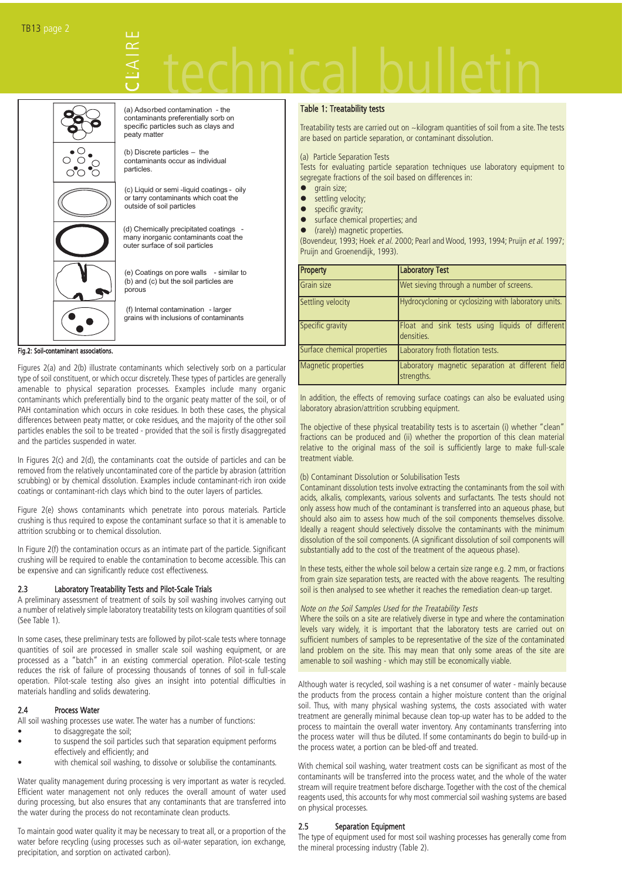(a) Adsorbed contamination - the contaminants preferentially sorb on specific particles such as clays and peaty matter

(b) Discrete particles – the contaminants occur as individual particles.

(c) Liquid or semi-liquid coatings - oily or tarry contaminants which coat the outside of soil particles

(d) Chemically precipitated coatings - many inorganic contaminants coat the outer surface of soil particles

(e) Coatings on pore walls - similar to (b) and (c) but the soil particles are porous

(f) Internal contamination - larger grains with inclusions of contaminants

**Fig.2: Soil-contaminant associations.**

Figures 2(a) and 2(b) illustrate contaminants which selectively sorb on a particular type of soil constituent, or which occur discretely. These types of particles are generally amenable to physical separation processes. Examples include many organic contaminants which preferentially bind to the organic peaty matter of the soil, or of PAH contamination which occurs in coke residues. In both these cases, the physical differences between peaty matter, or coke residues, and the majority of the other soil particles enables the soil to be treated - provided that the soil is firstly disaggregated and the particles suspended in water.

In Figures 2(c) and 2(d), the contaminants coat the outside of particles and can be removed from the relatively uncontaminated core of the particle by abrasion (attrition scrubbing) or by chemical dissolution. Examples include contaminant-rich iron oxide coatings or contaminant-rich clays which bind to the outer layers of particles.

Figure 2(e) shows contaminants which penetrate into porous materials. Particle crushing is thus required to expose the contaminant surface so that it is amenable to attrition scrubbing or to chemical dissolution.

In Figure 2(f) the contamination occurs as an intimate part of the particle. Significant crushing will be required to enable the contamination to become accessible. This can be expensive and can significantly reduce cost effectiveness.

## 2.3 Laboratory Treatability Tests and Pilot-Scale Trials

A preliminary assessment of treatment of soils by soil washing involves carrying out a number of relatively simple laboratory treatability tests on kilogram quantities of soil (See Table 1).

In some cases, these preliminary tests are followed by pilot-scale tests where tonnage quantities of soil are processed in smaller scale soil washing equipment, or are processed as a "batch" in an existing commercial operation. Pilot-scale testing reduces the risk of failure of processing thousands of tonnes of soil in full-scale operation. Pilot-scale testing also gives an insight into potential difficulties in materials handling and solids dewatering.

## 2.4 Process Water

All soil washing processes use water. The water has a number of functions:

- to disaggregate the soil;
- to suspend the soil particles such that separation equipment performs effectively and efficiently; and
- with chemical soil washing, to dissolve or solubilise the contaminants.

Water quality management during processing is very important as water is recycled. Efficient water management not only reduces the overall amount of water used during processing, but also ensures that any contaminants that are transferred into the water during the process do not recontaminate clean products.

To maintain good water quality it may be necessary to treat all, or a proportion of the water before recycling (using processes such as oil-water separation, ion exchange, precipitation, and sorption on activated carbon).

**Table 1: Treatability tests**

Treatability tests are carried out on ~kilogram quantities of soil from a site. The tests are based on particle separation, or contaminant dissolution.

(a) Particle Separation Tests

Tests for evaluating particle separation techniques use laboratory equipment to segregate fractions of the soil based on differences in:

- grain size;
- settling velocity;
- specific gravity;
- surface chemical properties; and
- (rarely) magnetic properties.

(Bovendeur, 1993; Hoek *et al.* 2000; Pearl and Wood, 1993, 1994; Pruijn *et al.* 1997; Pruijn and Groenendijk, 1993).

| Property | Laboratory Test |
|---|---|
| Grain size | Wet sieving through a number of screens. |
| Settling velocity | Hydrocycloning or cyclosing with laboratory units. |
| Specific gravity | Float and sink tests using liquids of different densities. |
| Surface chemical properties | Laboratory froth flotation tests. |
| Magnetic properties | Laboratory magnetic separation at different field strengths. |

In addition, the effects of removing surface coatings can also be evaluated using laboratory abrasion/attrition scrubbing equipment.

The objective of these physical treatability tests is to ascertain (i) whether "clean" fractions can be produced and (ii) whether the proportion of this clean material relative to the original mass of the soil is sufficiently large to make full-scale treatment viable.

(b) Contaminant Dissolution or Solubilisation Tests

Contaminant dissolution tests involve extracting the contaminants from the soil with acids, alkalis, complexants, various solvents and surfactants. The tests should not only assess how much of the contaminant is transferred into an aqueous phase, but should also aim to assess how much of the soil components themselves dissolve. Ideally a reagent should selectively dissolve the contaminants with the minimum dissolution of the soil components. (A significant dissolution of soil components will substantially add to the cost of the treatment of the aqueous phase).

In these tests, either the whole soil below a certain size range e.g. 2 mm, or fractions from grain size separation tests, are reacted with the above reagents. The resulting soil is then analysed to see whether it reaches the remediation clean-up target.

*Note on the Soil Samples Used for the Treatability Tests*

Where the soils on a site are relatively diverse in type and where the contamination levels vary widely, it is important that the laboratory tests are carried out on sufficient numbers of samples to be representative of the size of the contaminated land problem on the site. This may mean that only some areas of the site are amenable to soil washing - which may still be economically viable.

Although water is recycled, soil washing is a net consumer of water - mainly because the products from the process contain a higher moisture content than the original soil. Thus, with many physical washing systems, the costs associated with water treatment are generally minimal because clean top-up water has to be added to the process to maintain the overall water inventory. Any contaminants transferring into the process water will thus be diluted. If some contaminants do begin to build-up in the process water, a portion can be bled-off and treated.

With chemical soil washing, water treatment costs can be significant as most of the contaminants will be transferred into the process water, and the whole of the water stream will require treatment before discharge. Together with the cost of the chemical reagents used, this accounts for why most commercial soil washing systems are based on physical processes.

## 2.5 Separation Equipment

The type of equipment used for most soil washing processes has generally come from the mineral processing industry (Table 2).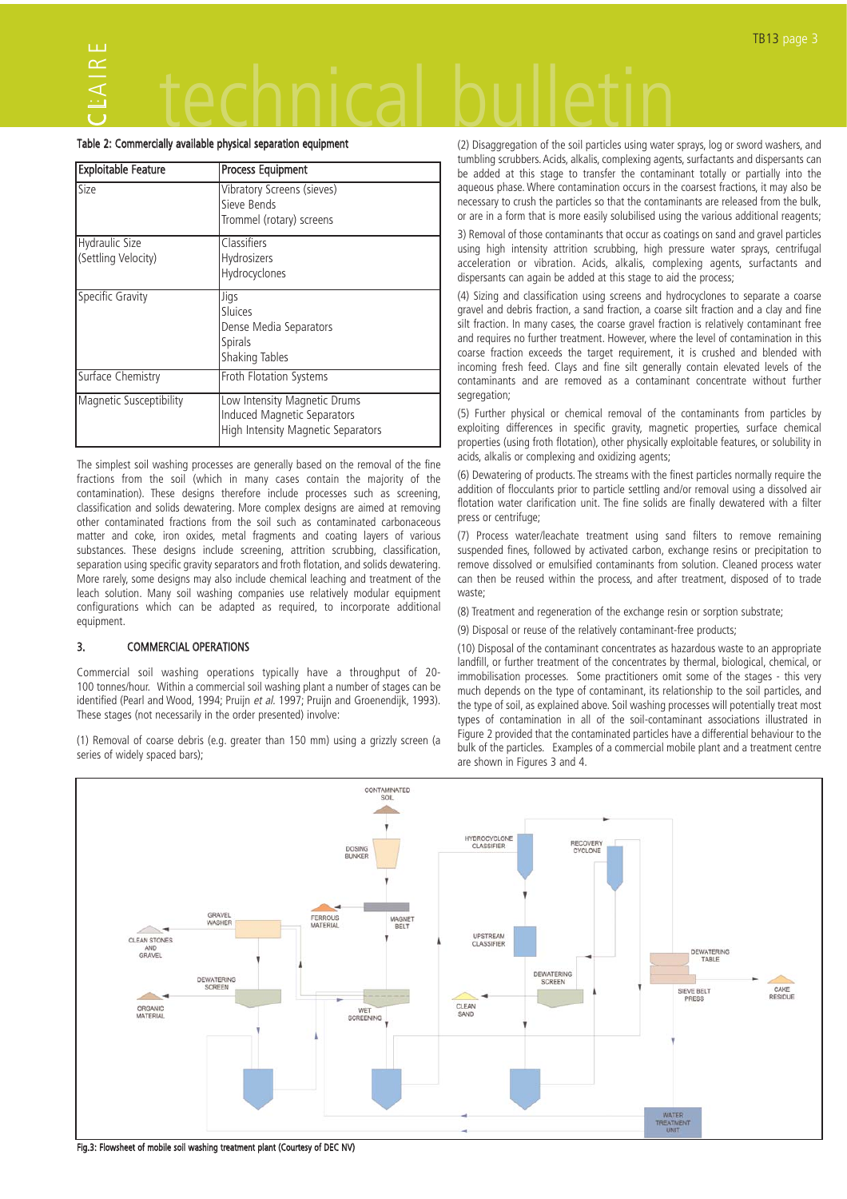Table 2: Commercially available physical separation equipment

| Exploitable Feature | Process Equipment |
|---|---|
| Size | Vibratory Screens (sieves)<br>Sieve Bends<br>Trommel (rotary) screens |
| Hydraulic Size<br>(Settling Velocity) | Classifiers<br>Hydrosizers<br>Hydrocyclones |
| Specific Gravity | Jigs<br>Sluices<br>Dense Media Separators<br>Spirals<br>Shaking Tables |
| Surface Chemistry | Froth Flotation Systems |
| Magnetic Susceptibility | Low Intensity Magnetic Drums<br>Induced Magnetic Separators<br>High Intensity Magnetic Separators |

The simplest soil washing processes are generally based on the removal of the fine fractions from the soil (which in many cases contain the majority of the contamination). These designs therefore include processes such as screening, classification and solids dewatering. More complex designs are aimed at removing other contaminated fractions from the soil such as contaminated carbonaceous matter and coke, iron oxides, metal fragments and coating layers of various substances. These designs include screening, attrition scrubbing, classification, separation using specific gravity separators and froth flotation, and solids dewatering. More rarely, some designs may also include chemical leaching and treatment of the leach solution. Many soil washing companies use relatively modular equipment configurations which can be adapted as required, to incorporate additional equipment.

## 3. COMMERCIAL OPERATIONS

Commercial soil washing operations typically have a throughput of 20-100 tonnes/hour. Within a commercial soil washing plant a number of stages can be identified (Pearl and Wood, 1994; Pruijn *et al.* 1997; Pruijn and Groenendijk, 1993). These stages (not necessarily in the order presented) involve:

(1) Removal of coarse debris (e.g. greater than 150 mm) using a grizzly screen (a series of widely spaced bars);

(2) Disaggregation of the soil particles using water sprays, log or sword washers, and tumbling scrubbers. Acids, alkalis, complexing agents, surfactants and dispersants can be added at this stage to transfer the contaminant totally or partially into the aqueous phase. Where contamination occurs in the coarsest fractions, it may also be necessary to crush the particles so that the contaminants are released from the bulk, or are in a form that is more easily solubilised using the various additional reagents;

3) Removal of those contaminants that occur as coatings on sand and gravel particles using high intensity attrition scrubbing, high pressure water sprays, centrifugal acceleration or vibration. Acids, alkalis, complexing agents, surfactants and dispersants can again be added at this stage to aid the process;

(4) Sizing and classification using screens and hydrocyclones to separate a coarse gravel and debris fraction, a sand fraction, a coarse silt fraction and a clay and fine silt fraction. In many cases, the coarse gravel fraction is relatively contaminant free and requires no further treatment. However, where the level of contamination in this coarse fraction exceeds the target requirement, it is crushed and blended with incoming fresh feed. Clays and fine silt generally contain elevated levels of the contaminants and are removed as a contaminant concentrate without further segregation;

(5) Further physical or chemical removal of the contaminants from particles by exploiting differences in specific gravity, magnetic properties, surface chemical properties (using froth flotation), other physically exploitable features, or solubility in acids, alkalis or complexing and oxidizing agents;

(6) Dewatering of products. The streams with the finest particles normally require the addition of flocculants prior to particle settling and/or removal using a dissolved air flotation water clarification unit. The fine solids are finally dewatered with a filter press or centrifuge;

(7) Process water/leachate treatment using sand filters to remove remaining suspended fines, followed by activated carbon, exchange resins or precipitation to remove dissolved or emulsified contaminants from solution. Cleaned process water can then be reused within the process, and after treatment, disposed of to trade waste;

(8) Treatment and regeneration of the exchange resin or sorption substrate;

(9) Disposal or reuse of the relatively contaminant-free products;

(10) Disposal of the contaminant concentrates as hazardous waste to an appropriate landfill, or further treatment of the concentrates by thermal, biological, chemical, or immobilisation processes. Some practitioners omit some of the stages - this very much depends on the type of contaminant, its relationship to the soil particles, and the type of soil, as explained above. Soil washing processes will potentially treat most types of contamination in all of the soil-contaminant associations illustrated in Figure 2 provided that the contaminated particles have a differential behaviour to the bulk of the particles. Examples of a commercial mobile plant and a treatment centre are shown in Figures 3 and 4.

Fig.3: Flowsheet of mobile soil washing treatment plant (Courtesy of DEC NV)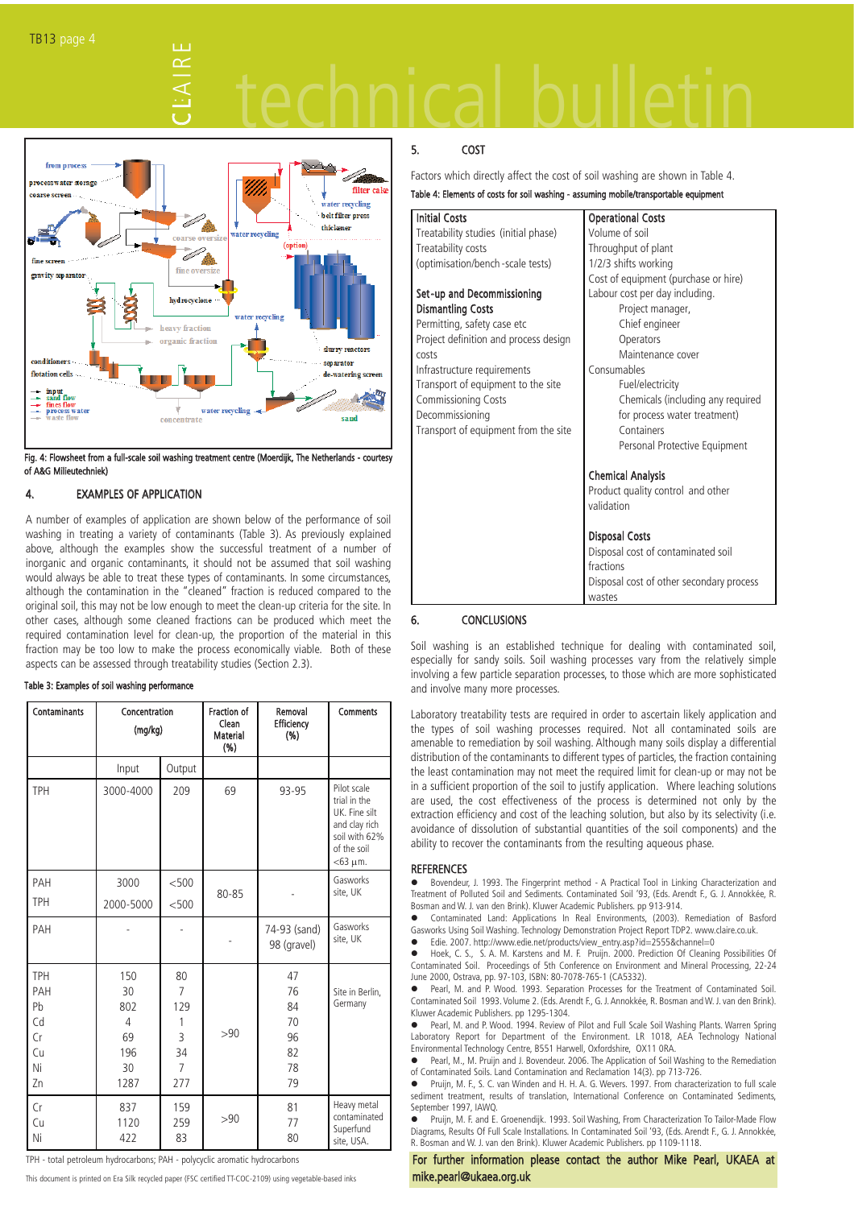from process
process water storage
coarse screen
fine screen
gravity separator
coarse oversize
fine oversize
hydrocyclone
heavy fraction
organic fraction
conditioners
flotation cells
input
sand flow
fines flow
process water
waste flow
concentrate
water recycling
filter cake
water recycling
belt filter press
thickener
water recycling
(option)
water recycling
slurry reactors
separator
de-watering screen
sand

Fig. 4: Flowsheet from a full-scale soil washing treatment centre (Moerdijk, The Netherlands - courtesy of A&G Milieutechniek)

## 4. EXAMPLES OF APPLICATION

A number of examples of application are shown below of the performance of soil washing in treating a variety of contaminants (Table 3). As previously explained above, although the examples show the successful treatment of a number of inorganic and organic contaminants, it should not be assumed that soil washing would always be able to treat these types of contaminants. In some circumstances, although the contamination in the "cleaned" fraction is reduced compared to the original soil, this may not be low enough to meet the clean-up criteria for the site. In other cases, although some cleaned fractions can be produced which meet the required contamination level for clean-up, the proportion of the material in this fraction may be too low to make the process economically viable. Both of these aspects can be assessed through treatability studies (Section 2.3).

**Table 3: Examples of soil washing performance**

| Contaminants | Concentration (mg/kg) | | Fraction of Clean Material (%) | Removal Efficiency (%) | Comments |
|---|---|---|---|---|---|
| | Input | Output | | | |
| TPH | 3000-4000 | 209 | 69 | 93-95 | Pilot scale trial in the UK. Fine silt and clay rich soil with 62% of the soil <63 µm. |
| PAH<br>TPH | 3000<br>2000-5000 | <500<br><500 | 80-85 | - | Gasworks site, UK |
| PAH | - | - | - | 74-93 (sand)<br>98 (gravel) | Gasworks site, UK |
| TPH<br>PAH<br>Pb<br>Cd<br>Cr<br>Cu<br>Ni<br>Zn | 150<br>30<br>802<br>4<br>69<br>196<br>30<br>1287 | 80<br>7<br>129<br>1<br>3<br>34<br>7<br>277 | >90 | 47<br>76<br>84<br>70<br>96<br>82<br>78<br>79 | Site in Berlin, Germany |
| Cr<br>Cu<br>Ni | 837<br>1120<br>422 | 159<br>259<br>83 | >90 | 81<br>77<br>80 | Heavy metal contaminated Superfund site, USA. |

TPH - total petroleum hydrocarbons; PAH - polycyclic aromatic hydrocarbons

This document is printed on Era Silk recycled paper (FSC certified TT-COC-2109) using vegetable-based inks

## 5. COST

Factors which directly affect the cost of soil washing are shown in Table 4.

**Table 4: Elements of costs for soil washing - assuming mobile/transportable equipment**

| Initial Costs | Operational Costs |
|---|---|
| Treatability studies (initial phase)<br>Treatability costs (optimisation/bench-scale tests)<br><br>**Set-up and Decommissioning Dismantling Costs**<br>Permitting, safety case etc<br>Project definition and process design costs<br>Infrastructure requirements<br>Transport of equipment to the site<br>Commissioning Costs<br>Decommissioning<br>Transport of equipment from the site | Volume of soil<br>Throughput of plant<br>1/2/3 shifts working<br>Cost of equipment (purchase or hire)<br>Labour cost per day including.<br>Project manager,<br>Chief engineer<br>Operators<br>Maintenance cover<br>Consumables<br>Fuel/electricity<br>Chemicals (including any required for process water treatment)<br>Containers<br>Personal Protective Equipment<br><br>**Chemical Analysis**<br>Product quality control and other validation<br><br>**Disposal Costs**<br>Disposal cost of contaminated soil fractions<br>Disposal cost of other secondary process wastes |

## 6. CONCLUSIONS

Soil washing is an established technique for dealing with contaminated soil, especially for sandy soils. Soil washing processes vary from the relatively simple involving a few particle separation processes, to those which are more sophisticated and involve many more processes.

Laboratory treatability tests are required in order to ascertain likely application and the types of soil washing processes required. Not all contaminated soils are amenable to remediation by soil washing. Although many soils display a differential distribution of the contaminants to different types of particles, the fraction containing the least contamination may not meet the required limit for clean-up or may not be in a sufficient proportion of the soil to justify application. Where leaching solutions are used, the cost effectiveness of the process is determined not only by the extraction efficiency and cost of the leaching solution, but also by its selectivity (i.e. avoidance of dissolution of substantial quantities of the soil components) and the ability to recover the contaminants from the resulting aqueous phase.

## REFERENCES

- Bovendeur, J. 1993. The Fingerprint method - A Practical Tool in Linking Characterization and Treatment of Polluted Soil and Sediments. Contaminated Soil '93, (Eds. Arendt F., G. J. Annokkée, R. Bosman and W. J. van den Brink). Kluwer Academic Publishers. pp 913-914.
- Contaminated Land: Applications In Real Environments, (2003). Remediation of Basford Gasworks Using Soil Washing. Technology Demonstration Project Report TDP2. www.claire.co.uk.
- Edie. 2007. http://www.edie.net/products/view_entry.asp?id=2555&channel=0
- Hoek, C. S., S. A. M. Karstens and M. F. Pruijn. 2000. Prediction Of Cleaning Possibilities Of Contaminated Soil. Proceedings of 5th Conference on Environment and Mineral Processing, 22-24 June 2000, Ostrava, pp. 97-103, ISBN: 80-7078-765-1 (CA5332).
- Pearl, M. and P. Wood. 1993. Separation Processes for the Treatment of Contaminated Soil. Contaminated Soil 1993. Volume 2. (Eds. Arendt F., G. J. Annokkée, R. Bosman and W. J. van den Brink). Kluwer Academic Publishers. pp 1295-1304.
- Pearl, M. and P. Wood. 1994. Review of Pilot and Full Scale Soil Washing Plants. Warren Spring Laboratory Report for Department of the Environment. LR 1018, AEA Technology National Environmental Technology Centre, B551 Harwell, Oxfordshire, OX11 0RA.
- Pearl, M., M. Pruijn and J. Bovendeur. 2006. The Application of Soil Washing to the Remediation of Contaminated Soils. Land Contamination and Reclamation 14(3). pp 713-726.
- Pruijn, M. F., S. C. van Winden and H. H. A. G. Wevers. 1997. From characterization to full scale sediment treatment, results of translation, International Conference on Contaminated Sediments, September 1997, IAWQ.
- Pruijn, M. F. and E. Groenendijk. 1993. Soil Washing, From Characterization To Tailor-Made Flow Diagrams, Results Of Full Scale Installations. In Contaminated Soil '93, (Eds. Arendt F., G. J. Annokkée, R. Bosman and W. J. van den Brink). Kluwer Academic Publishers. pp 1109-1118.

**For further information please contact the author Mike Pearl, UKAEA at mike.pearl@ukaea.org.uk**